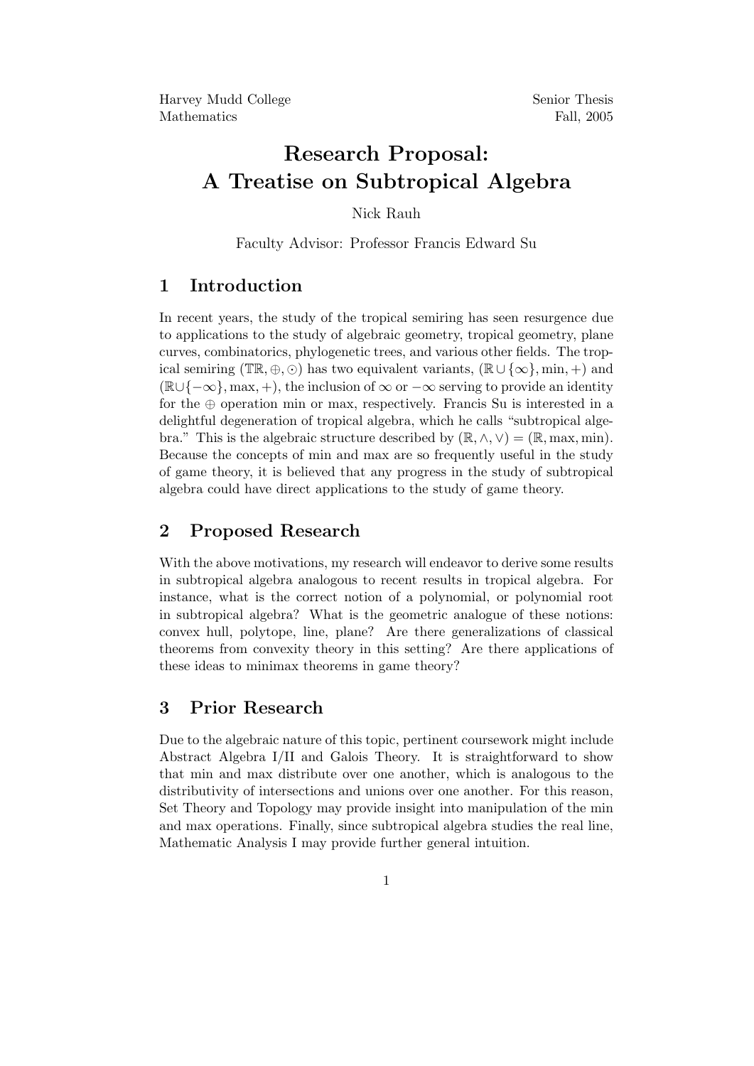Harvey Mudd College
Mathematics

Senior Thesis
Fall, 2005

# Research Proposal: A Treatise on Subtropical Algebra

Nick Rauh

Faculty Advisor: Professor Francis Edward Su

## 1 Introduction

In recent years, the study of the tropical semiring has seen resurgence due to applications to the study of algebraic geometry, tropical geometry, plane curves, combinatorics, phylogenetic trees, and various other fields. The tropical semiring $(\mathbb{TR}, \oplus, \odot)$ has two equivalent variants, $(\mathbb{R} \cup \{\infty\}, \min, +)$ and $(\mathbb{R} \cup \{-\infty\}, \max, +)$, the inclusion of $\infty$ or $-\infty$ serving to provide an identity for the $\oplus$ operation min or max, respectively. Francis Su is interested in a delightful degeneration of tropical algebra, which he calls "subtropical algebra." This is the algebraic structure described by $(\mathbb{R}, \wedge, \vee) = (\mathbb{R}, \max, \min)$. Because the concepts of min and max are so frequently useful in the study of game theory, it is believed that any progress in the study of subtropical algebra could have direct applications to the study of game theory.

## 2 Proposed Research

With the above motivations, my research will endeavor to derive some results in subtropical algebra analogous to recent results in tropical algebra. For instance, what is the correct notion of a polynomial, or polynomial root in subtropical algebra? What is the geometric analogue of these notions: convex hull, polytope, line, plane? Are there generalizations of classical theorems from convexity theory in this setting? Are there applications of these ideas to minimax theorems in game theory?

## 3 Prior Research

Due to the algebraic nature of this topic, pertinent coursework might include Abstract Algebra I/II and Galois Theory. It is straightforward to show that min and max distribute over one another, which is analogous to the distributivity of intersections and unions over one another. For this reason, Set Theory and Topology may provide insight into manipulation of the min and max operations. Finally, since subtropical algebra studies the real line, Mathematic Analysis I may provide further general intuition.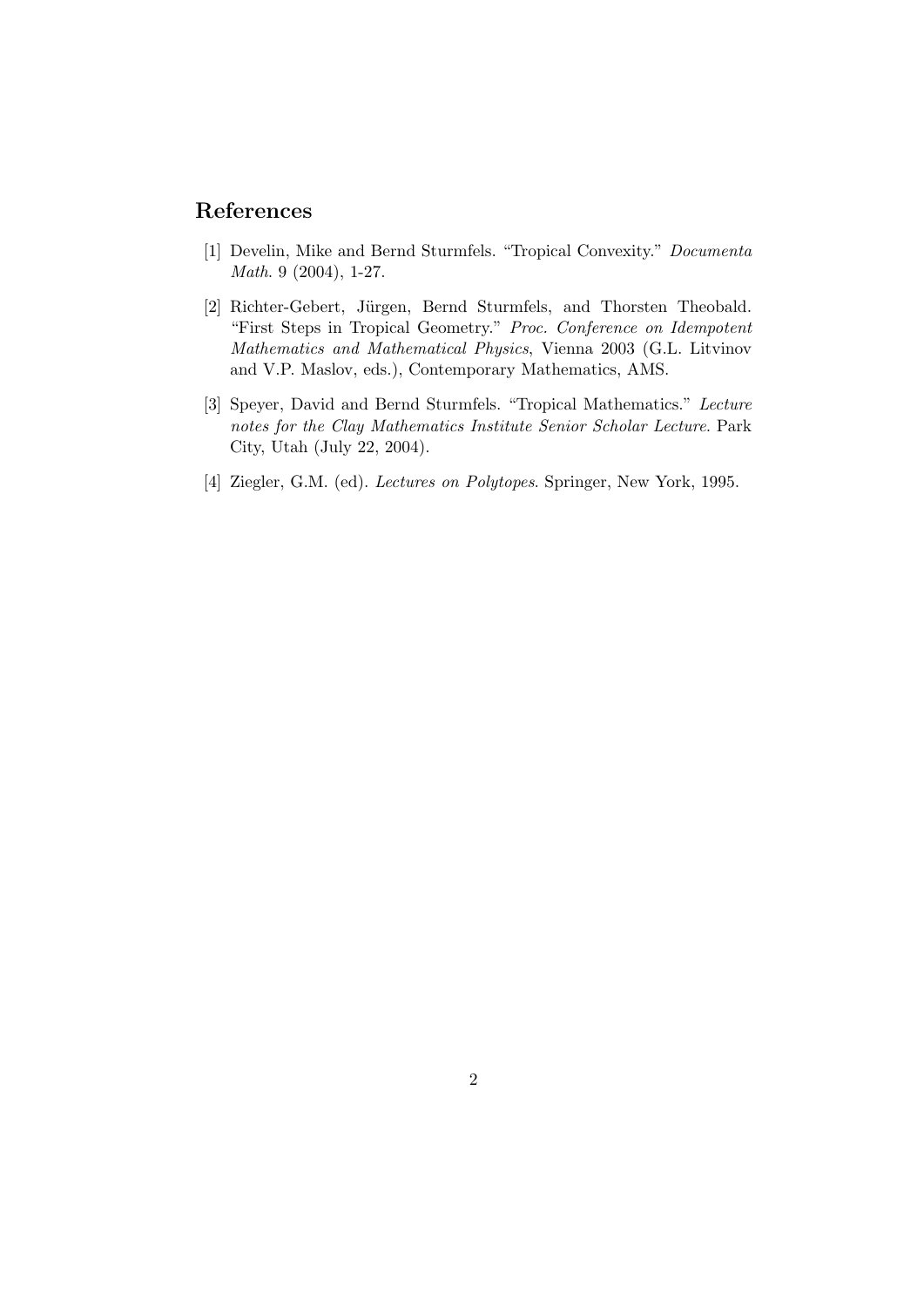## References

[1] Develin, Mike and Bernd Sturmfels. "Tropical Convexity." *Documenta Math.* 9 (2004), 1-27.

[2] Richter-Gebert, Jürgen, Bernd Sturmfels, and Thorsten Theobald. "First Steps in Tropical Geometry." *Proc. Conference on Idempotent Mathematics and Mathematical Physics*, Vienna 2003 (G.L. Litvinov and V.P. Maslov, eds.), Contemporary Mathematics, AMS.

[3] Speyer, David and Bernd Sturmfels. "Tropical Mathematics." *Lecture notes for the Clay Mathematics Institute Senior Scholar Lecture*. Park City, Utah (July 22, 2004).

[4] Ziegler, G.M. (ed). *Lectures on Polytopes*. Springer, New York, 1995.